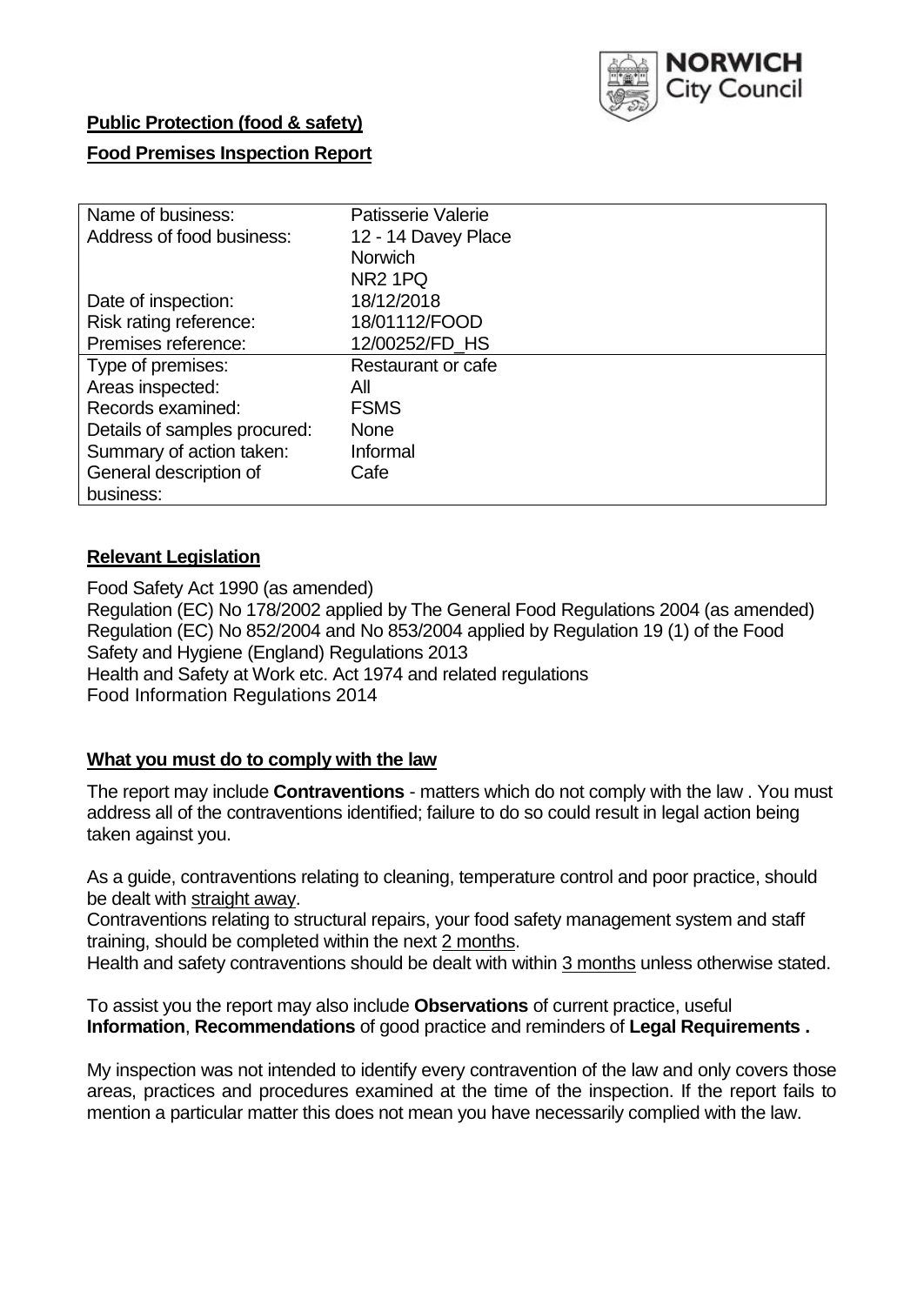**Public Protection (food & safety)**

**Food Premises Inspection Report**

| Name of business: | Patisserie Valerie |
|---|---|
| Address of food business: | 12 - 14 Davey Place<br>Norwich<br>NR2 1PQ |
| Date of inspection: | 18/12/2018 |
| Risk rating reference: | 18/01112/FOOD |
| Premises reference: | 12/00252/FD_HS |
| Type of premises: | Restaurant or cafe |
| Areas inspected: | All |
| Records examined: | FSMS |
| Details of samples procured: | None |
| Summary of action taken: | Informal |
| General description of business: | Cafe |

## **Relevant Legislation**

Food Safety Act 1990 (as amended)
Regulation (EC) No 178/2002 applied by The General Food Regulations 2004 (as amended)
Regulation (EC) No 852/2004 and No 853/2004 applied by Regulation 19 (1) of the Food Safety and Hygiene (England) Regulations 2013
Health and Safety at Work etc. Act 1974 and related regulations
Food Information Regulations 2014

## **What you must do to comply with the law**

The report may include **Contraventions** - matters which do not comply with the law . You must address all of the contraventions identified; failure to do so could result in legal action being taken against you.

As a guide, contraventions relating to cleaning, temperature control and poor practice, should be dealt with straight away.
Contraventions relating to structural repairs, your food safety management system and staff training, should be completed within the next 2 months.
Health and safety contraventions should be dealt with within 3 months unless otherwise stated.

To assist you the report may also include **Observations** of current practice, useful **Information**, **Recommendations** of good practice and reminders of **Legal Requirements .**

My inspection was not intended to identify every contravention of the law and only covers those areas, practices and procedures examined at the time of the inspection. If the report fails to mention a particular matter this does not mean you have necessarily complied with the law.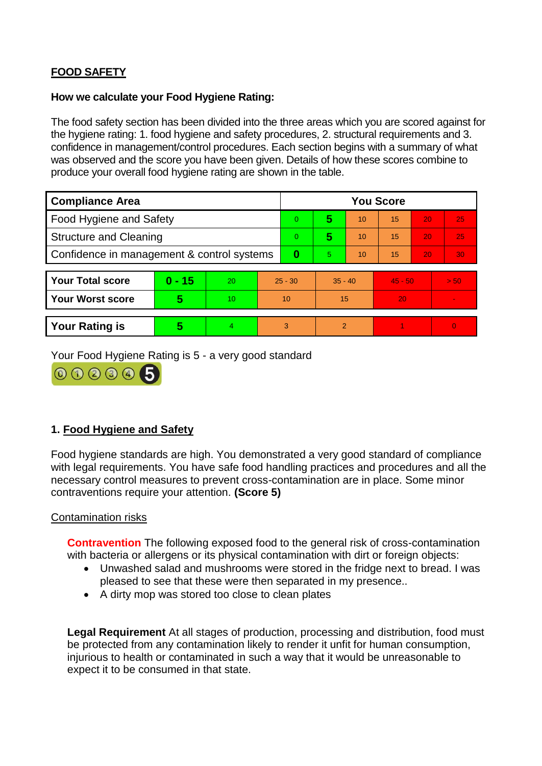**FOOD SAFETY**

**How we calculate your Food Hygiene Rating:**

The food safety section has been divided into the three areas which you are scored against for the hygiene rating: 1. food hygiene and safety procedures, 2. structural requirements and 3. confidence in management/control procedures. Each section begins with a summary of what was observed and the score you have been given. Details of how these scores combine to produce your overall food hygiene rating are shown in the table.

| Compliance Area | You Score | | | | | |
|---|---|---|---|---|---|---|
| Food Hygiene and Safety | 0 | **5** | 10 | 15 | 20 | 25 |
| Structure and Cleaning | 0 | **5** | 10 | 15 | 20 | 25 |
| Confidence in management & control systems | **0** | 5 | 10 | 15 | 20 | 30 |

| | | | | | | |
|---|---|---|---|---|---|---|
| **Your Total score** | **0 - 15** | 20 | 25 - 30 | 35 - 40 | 45 - 50 | > 50 |
| **Your Worst score** | **5** | 10 | 10 | 15 | 20 | - |
| **Your Rating is** | **5** | 4 | 3 | 2 | 1 | 0 |

Your Food Hygiene Rating is 5 - a very good standard

## 1. Food Hygiene and Safety

Food hygiene standards are high. You demonstrated a very good standard of compliance with legal requirements. You have safe food handling practices and procedures and all the necessary control measures to prevent cross-contamination are in place. Some minor contraventions require your attention. **(Score 5)**

Contamination risks

**Contravention** The following exposed food to the general risk of cross-contamination with bacteria or allergens or its physical contamination with dirt or foreign objects:

- Unwashed salad and mushrooms were stored in the fridge next to bread. I was pleased to see that these were then separated in my presence..
- A dirty mop was stored too close to clean plates

**Legal Requirement** At all stages of production, processing and distribution, food must be protected from any contamination likely to render it unfit for human consumption, injurious to health or contaminated in such a way that it would be unreasonable to expect it to be consumed in that state.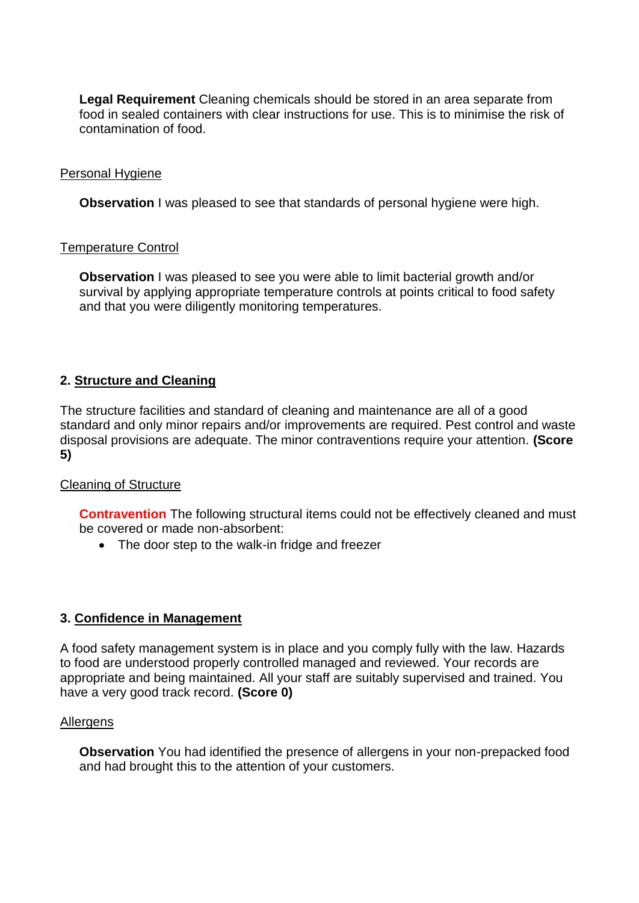**Legal Requirement** Cleaning chemicals should be stored in an area separate from food in sealed containers with clear instructions for use. This is to minimise the risk of contamination of food.

Personal Hygiene

**Observation** I was pleased to see that standards of personal hygiene were high.

Temperature Control

**Observation** I was pleased to see you were able to limit bacterial growth and/or survival by applying appropriate temperature controls at points critical to food safety and that you were diligently monitoring temperatures.

## 2. Structure and Cleaning

The structure facilities and standard of cleaning and maintenance are all of a good standard and only minor repairs and/or improvements are required. Pest control and waste disposal provisions are adequate. The minor contraventions require your attention. **(Score 5)**

Cleaning of Structure

**Contravention** The following structural items could not be effectively cleaned and must be covered or made non-absorbent:

- The door step to the walk-in fridge and freezer

## 3. Confidence in Management

A food safety management system is in place and you comply fully with the law. Hazards to food are understood properly controlled managed and reviewed. Your records are appropriate and being maintained. All your staff are suitably supervised and trained. You have a very good track record. **(Score 0)**

Allergens

**Observation** You had identified the presence of allergens in your non-prepacked food and had brought this to the attention of your customers.